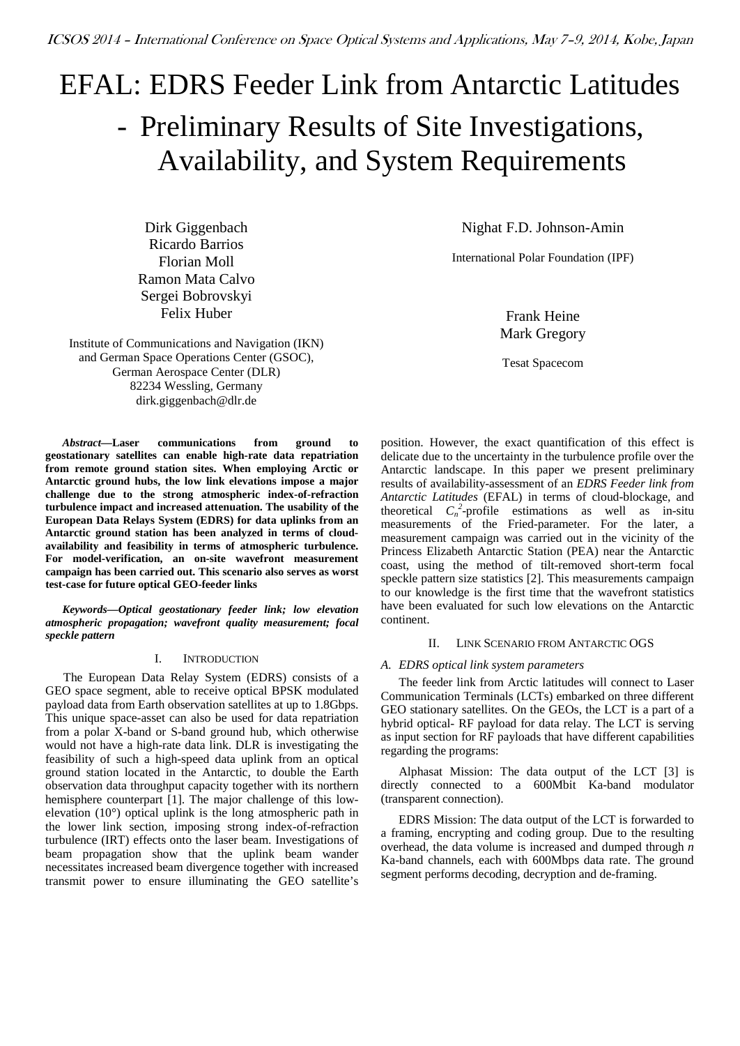# EFAL: EDRS Feeder Link from Antarctic Latitudes - Preliminary Results of Site Investigations, Availability, and System Requirements

Dirk Giggenbach
Ricardo Barrios
Florian Moll
Ramon Mata Calvo
Sergei Bobrovskyi
Felix Huber

Institute of Communications and Navigation (IKN)
and German Space Operations Center (GSOC),
German Aerospace Center (DLR)
82234 Wessling, Germany
dirk.giggenbach@dlr.de

Nighat F.D. Johnson-Amin

International Polar Foundation (IPF)

Frank Heine
Mark Gregory

Tesat Spacecom

***Abstract*—Laser communications from ground to geostationary satellites can enable high-rate data repatriation from remote ground station sites. When employing Arctic or Antarctic ground hubs, the low link elevations impose a major challenge due to the strong atmospheric index-of-refraction turbulence impact and increased attenuation. The usability of the European Data Relays System (EDRS) for data uplinks from an Antarctic ground station has been analyzed in terms of cloud-availability and feasibility in terms of atmospheric turbulence. For model-verification, an on-site wavefront measurement campaign has been carried out. This scenario also serves as worst test-case for future optical GEO-feeder links**

***Keywords—Optical geostationary feeder link; low elevation atmospheric propagation; wavefront quality measurement; focal speckle pattern***

## I. Introduction

The European Data Relay System (EDRS) consists of a GEO space segment, able to receive optical BPSK modulated payload data from Earth observation satellites at up to 1.8Gbps. This unique space-asset can also be used for data repatriation from a polar X-band or S-band ground hub, which otherwise would not have a high-rate data link. DLR is investigating the feasibility of such a high-speed data uplink from an optical ground station located in the Antarctic, to double the Earth observation data throughput capacity together with its northern hemisphere counterpart [1]. The major challenge of this low-elevation (10°) optical uplink is the long atmospheric path in the lower link section, imposing strong index-of-refraction turbulence (IRT) effects onto the laser beam. Investigations of beam propagation show that the uplink beam wander necessitates increased beam divergence together with increased transmit power to ensure illuminating the GEO satellite's position. However, the exact quantification of this effect is delicate due to the uncertainty in the turbulence profile over the Antarctic landscape. In this paper we present preliminary results of availability-assessment of an *EDRS Feeder link from Antarctic Latitudes* (EFAL) in terms of cloud-blockage, and theoretical $C_n^2$-profile estimations as well as in-situ measurements of the Fried-parameter. For the later, a measurement campaign was carried out in the vicinity of the Princess Elizabeth Antarctic Station (PEA) near the Antarctic coast, using the method of tilt-removed short-term focal speckle pattern size statistics [2]. This measurements campaign to our knowledge is the first time that the wavefront statistics have been evaluated for such low elevations on the Antarctic continent.

## II. Link Scenario from Antarctic OGS

### A. EDRS optical link system parameters

The feeder link from Arctic latitudes will connect to Laser Communication Terminals (LCTs) embarked on three different GEO stationary satellites. On the GEOs, the LCT is a part of a hybrid optical- RF payload for data relay. The LCT is serving as input section for RF payloads that have different capabilities regarding the programs:

Alphasat Mission: The data output of the LCT [3] is directly connected to a 600Mbit Ka-band modulator (transparent connection).

EDRS Mission: The data output of the LCT is forwarded to a framing, encrypting and coding group. Due to the resulting overhead, the data volume is increased and dumped through *n* Ka-band channels, each with 600Mbps data rate. The ground segment performs decoding, decryption and de-framing.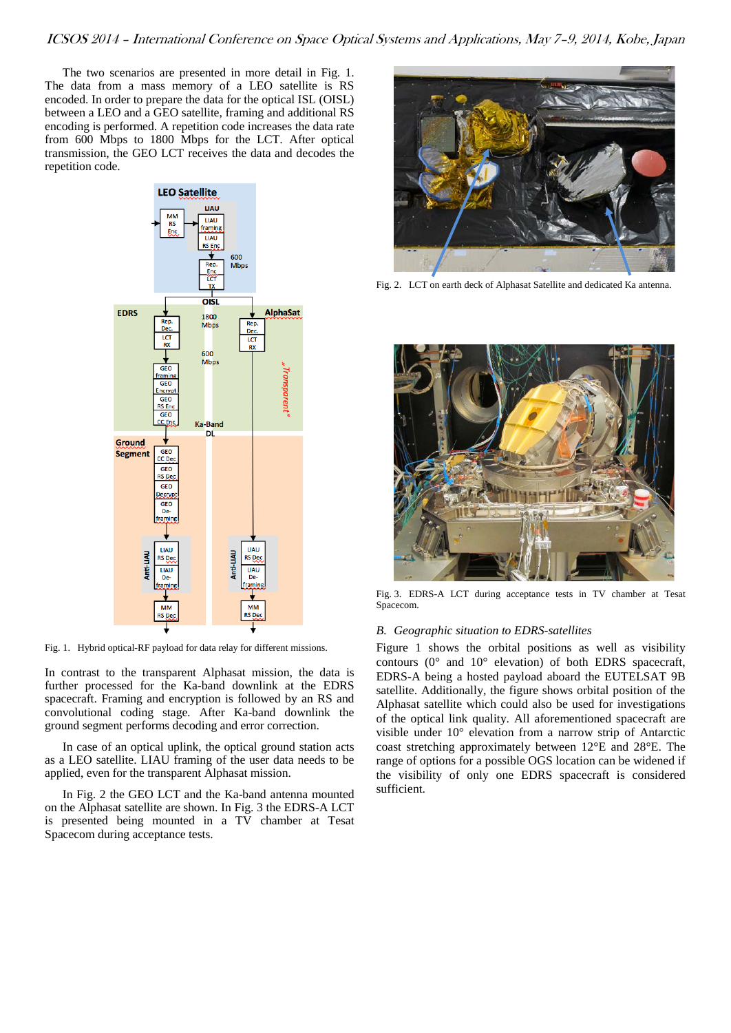The two scenarios are presented in more detail in Fig. 1. The data from a mass memory of a LEO satellite is RS encoded. In order to prepare the data for the optical ISL (OISL) between a LEO and a GEO satellite, framing and additional RS encoding is performed. A repetition code increases the data rate from 600 Mbps to 1800 Mbps for the LCT. After optical transmission, the GEO LCT receives the data and decodes the repetition code.

Fig. 1. Hybrid optical-RF payload for data relay for different missions.

In contrast to the transparent Alphasat mission, the data is further processed for the Ka-band downlink at the EDRS spacecraft. Framing and encryption is followed by an RS and convolutional coding stage. After Ka-band downlink the ground segment performs decoding and error correction.

In case of an optical uplink, the optical ground station acts as a LEO satellite. LIAU framing of the user data needs to be applied, even for the transparent Alphasat mission.

In Fig. 2 the GEO LCT and the Ka-band antenna mounted on the Alphasat satellite are shown. In Fig. 3 the EDRS-A LCT is presented being mounted in a TV chamber at Tesat Spacecom during acceptance tests.

Fig. 2. LCT on earth deck of Alphasat Satellite and dedicated Ka antenna.

Fig. 3. EDRS-A LCT during acceptance tests in TV chamber at Tesat Spacecom.

### *B. Geographic situation to EDRS-satellites*

Figure 1 shows the orbital positions as well as visibility contours (0° and 10° elevation) of both EDRS spacecraft, EDRS-A being a hosted payload aboard the EUTELSAT 9B satellite. Additionally, the figure shows orbital position of the Alphasat satellite which could also be used for investigations of the optical link quality. All aforementioned spacecraft are visible under 10° elevation from a narrow strip of Antarctic coast stretching approximately between 12°E and 28°E. The range of options for a possible OGS location can be widened if the visibility of only one EDRS spacecraft is considered sufficient.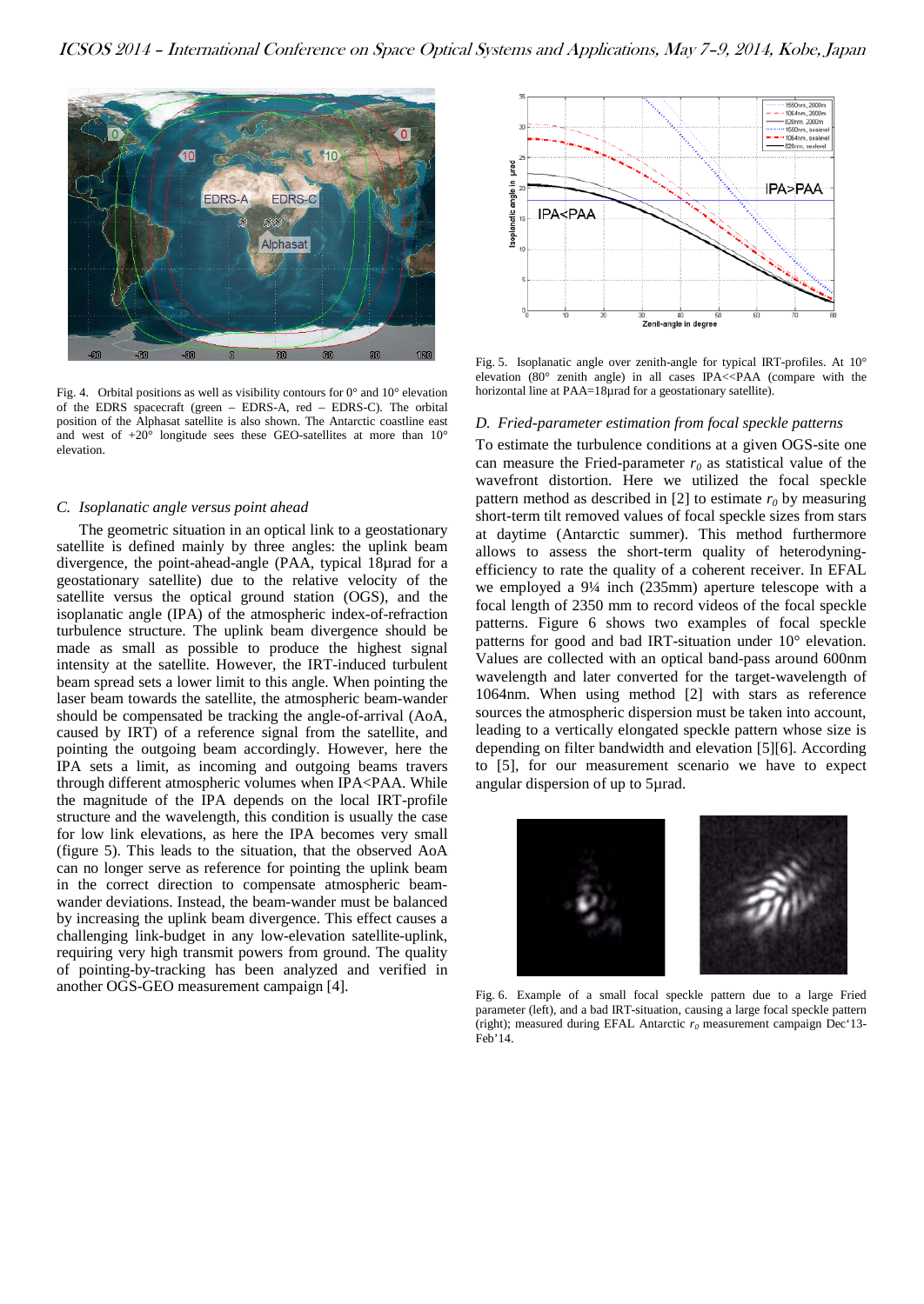Fig. 4. Orbital positions as well as visibility contours for 0° and 10° elevation of the EDRS spacecraft (green – EDRS-A, red – EDRS-C). The orbital position of the Alphasat satellite is also shown. The Antarctic coastline east and west of +20° longitude sees these GEO-satellites at more than 10° elevation.

### C. Isoplanatic angle versus point ahead

The geometric situation in an optical link to a geostationary satellite is defined mainly by three angles: the uplink beam divergence, the point-ahead-angle (PAA, typical 18µrad for a geostationary satellite) due to the relative velocity of the satellite versus the optical ground station (OGS), and the isoplanatic angle (IPA) of the atmospheric index-of-refraction turbulence structure. The uplink beam divergence should be made as small as possible to produce the highest signal intensity at the satellite. However, the IRT-induced turbulent beam spread sets a lower limit to this angle. When pointing the laser beam towards the satellite, the atmospheric beam-wander should be compensated be tracking the angle-of-arrival (AoA, caused by IRT) of a reference signal from the satellite, and pointing the outgoing beam accordingly. However, here the IPA sets a limit, as incoming and outgoing beams travers through different atmospheric volumes when IPA<PAA. While the magnitude of the IPA depends on the local IRT-profile structure and the wavelength, this condition is usually the case for low link elevations, as here the IPA becomes very small (figure 5). This leads to the situation, that the observed AoA can no longer serve as reference for pointing the uplink beam in the correct direction to compensate atmospheric beam-wander deviations. Instead, the beam-wander must be balanced by increasing the uplink beam divergence. This effect causes a challenging link-budget in any low-elevation satellite-uplink, requiring very high transmit powers from ground. The quality of pointing-by-tracking has been analyzed and verified in another OGS-GEO measurement campaign [4].

Fig. 5. Isoplanatic angle over zenith-angle for typical IRT-profiles. At 10° elevation (80° zenith angle) in all cases IPA<<PAA (compare with the horizontal line at PAA=18µrad for a geostationary satellite).

### D. Fried-parameter estimation from focal speckle patterns

To estimate the turbulence conditions at a given OGS-site one can measure the Fried-parameter $r_0$ as statistical value of the wavefront distortion. Here we utilized the focal speckle pattern method as described in [2] to estimate $r_0$ by measuring short-term tilt removed values of focal speckle sizes from stars at daytime (Antarctic summer). This method furthermore allows to assess the short-term quality of heterodyning-efficiency to rate the quality of a coherent receiver. In EFAL we employed a 9¼ inch (235mm) aperture telescope with a focal length of 2350 mm to record videos of the focal speckle patterns. Figure 6 shows two examples of focal speckle patterns for good and bad IRT-situation under 10° elevation. Values are collected with an optical band-pass around 600nm wavelength and later converted for the target-wavelength of 1064nm. When using method [2] with stars as reference sources the atmospheric dispersion must be taken into account, leading to a vertically elongated speckle pattern whose size is depending on filter bandwidth and elevation [5][6]. According to [5], for our measurement scenario we have to expect angular dispersion of up to 5µrad.

Fig. 6. Example of a small focal speckle pattern due to a large Fried parameter (left), and a bad IRT-situation, causing a large focal speckle pattern (right); measured during EFAL Antarctic $r_0$ measurement campaign Dec'13-Feb'14.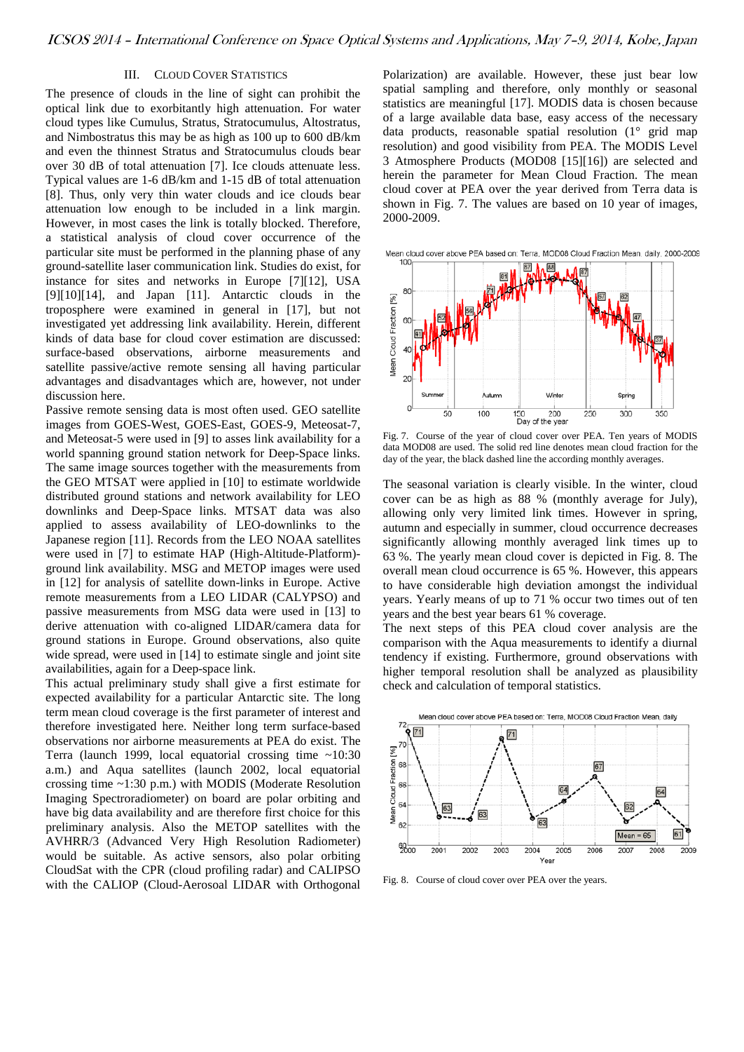## III. Cloud Cover Statistics

The presence of clouds in the line of sight can prohibit the optical link due to exorbitantly high attenuation. For water cloud types like Cumulus, Stratus, Stratocumulus, Altostratus, and Nimbostratus this may be as high as 100 up to 600 dB/km and even the thinnest Stratus and Stratocumulus clouds bear over 30 dB of total attenuation [7]. Ice clouds attenuate less. Typical values are 1-6 dB/km and 1-15 dB of total attenuation [8]. Thus, only very thin water clouds and ice clouds bear attenuation low enough to be included in a link margin. However, in most cases the link is totally blocked. Therefore, a statistical analysis of cloud cover occurrence of the particular site must be performed in the planning phase of any ground-satellite laser communication link. Studies do exist, for instance for sites and networks in Europe [7][12], USA [9][10][14], and Japan [11]. Antarctic clouds in the troposphere were examined in general in [17], but not investigated yet addressing link availability. Herein, different kinds of data base for cloud cover estimation are discussed: surface-based observations, airborne measurements and satellite passive/active remote sensing all having particular advantages and disadvantages which are, however, not under discussion here.

Passive remote sensing data is most often used. GEO satellite images from GOES-West, GOES-East, GOES-9, Meteosat-7, and Meteosat-5 were used in [9] to asses link availability for a world spanning ground station network for Deep-Space links. The same image sources together with the measurements from the GEO MTSAT were applied in [10] to estimate worldwide distributed ground stations and network availability for LEO downlinks and Deep-Space links. MTSAT data was also applied to assess availability of LEO-downlinks to the Japanese region [11]. Records from the LEO NOAA satellites were used in [7] to estimate HAP (High-Altitude-Platform)-ground link availability. MSG and METOP images were used in [12] for analysis of satellite down-links in Europe. Active remote measurements from a LEO LIDAR (CALYPSO) and passive measurements from MSG data were used in [13] to derive attenuation with co-aligned LIDAR/camera data for ground stations in Europe. Ground observations, also quite wide spread, were used in [14] to estimate single and joint site availabilities, again for a Deep-space link.

This actual preliminary study shall give a first estimate for expected availability for a particular Antarctic site. The long term mean cloud coverage is the first parameter of interest and therefore investigated here. Neither long term surface-based observations nor airborne measurements at PEA do exist. The Terra (launch 1999, local equatorial crossing time ~10:30 a.m.) and Aqua satellites (launch 2002, local equatorial crossing time ~1:30 p.m.) with MODIS (Moderate Resolution Imaging Spectroradiometer) on board are polar orbiting and have big data availability and are therefore first choice for this preliminary analysis. Also the METOP satellites with the AVHRR/3 (Advanced Very High Resolution Radiometer) would be suitable. As active sensors, also polar orbiting CloudSat with the CPR (cloud profiling radar) and CALIPSO with the CALIOP (Cloud-Aerosol LIDAR with Orthogonal Polarization) are available. However, these just bear low spatial sampling and therefore, only monthly or seasonal statistics are meaningful [17]. MODIS data is chosen because of a large available data base, easy access of the necessary data products, reasonable spatial resolution (1° grid map resolution) and good visibility from PEA. The MODIS Level 3 Atmosphere Products (MOD08 [15][16]) are selected and herein the parameter for Mean Cloud Fraction. The mean cloud cover at PEA over the year derived from Terra data is shown in Fig. 7. The values are based on 10 year of images, 2000-2009.

Fig. 7. Course of the year of cloud cover over PEA. Ten years of MODIS data MOD08 are used. The solid red line denotes mean cloud fraction for the day of the year, the black dashed line the according monthly averages.

The seasonal variation is clearly visible. In the winter, cloud cover can be as high as 88 % (monthly average for July), allowing only very limited link times. However in spring, autumn and especially in summer, cloud occurrence decreases significantly allowing monthly averaged link times up to 63 %. The yearly mean cloud cover is depicted in Fig. 8. The overall mean cloud occurrence is 65 %. However, this appears to have considerable high deviation amongst the individual years. Yearly means of up to 71 % occur two times out of ten years and the best year bears 61 % coverage.

The next steps of this PEA cloud cover analysis are the comparison with the Aqua measurements to identify a diurnal tendency if existing. Furthermore, ground observations with higher temporal resolution shall be analyzed as plausibility check and calculation of temporal statistics.

Fig. 8. Course of cloud cover over PEA over the years.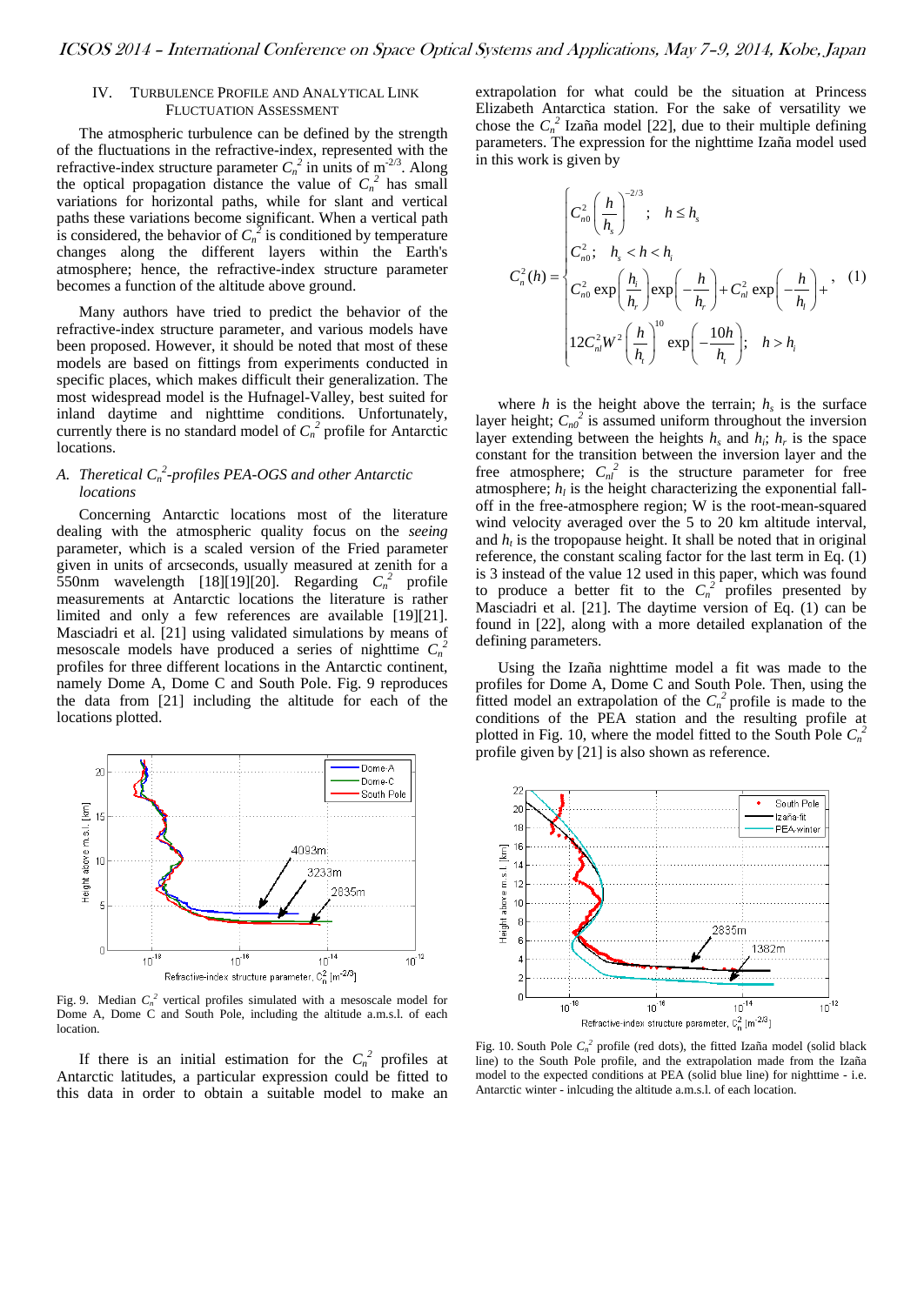## IV. Turbulence Profile and Analytical Link Fluctuation Assessment

The atmospheric turbulence can be defined by the strength of the fluctuations in the refractive-index, represented with the refractive-index structure parameter $C_n^2$ in units of $m^{-2/3}$. Along the optical propagation distance the value of $C_n^2$ has small variations for horizontal paths, while for slant and vertical paths these variations become significant. When a vertical path is considered, the behavior of $C_n^2$ is conditioned by temperature changes along the different layers within the Earth's atmosphere; hence, the refractive-index structure parameter becomes a function of the altitude above ground.

Many authors have tried to predict the behavior of the refractive-index structure parameter, and various models have been proposed. However, it should be noted that most of these models are based on fittings from experiments conducted in specific places, which makes difficult their generalization. The most widespread model is the Hufnagel-Valley, best suited for inland daytime and nighttime conditions. Unfortunately, currently there is no standard model of $C_n^2$ profile for Antarctic locations.

### A. *Theretical $C_n^2$-profiles PEA-OGS and other Antarctic locations*

Concerning Antarctic locations most of the literature dealing with the atmospheric quality focus on the *seeing* parameter, which is a scaled version of the Fried parameter given in units of arcseconds, usually measured at zenith for a 550nm wavelength [18][19][20]. Regarding $C_n^2$ profile measurements at Antarctic locations the literature is rather limited and only a few references are available [19][21]. Masciadri et al. [21] using validated simulations by means of mesoscale models have produced a series of nighttime $C_n^2$ profiles for three different locations in the Antarctic continent, namely Dome A, Dome C and South Pole. Fig. 9 reproduces the data from [21] including the altitude for each of the locations plotted.

Fig. 9. Median $C_n^2$ vertical profiles simulated with a mesoscale model for Dome A, Dome C and South Pole, including the altitude a.m.s.l. of each location.

If there is an initial estimation for the $C_n^2$ profiles at Antarctic latitudes, a particular expression could be fitted to this data in order to obtain a suitable model to make an extrapolation for what could be the situation at Princess Elizabeth Antarctica station. For the sake of versatility we chose the $C_n^2$ Izaña model [22], due to their multiple defining parameters. The expression for the nighttime Izaña model used in this work is given by

$$
C_n^2(h) = \begin{cases} C_{n0}^2\left(\dfrac{h}{h_s}\right)^{-2/3}; & h \le h_s \\ C_{n0}^2; & h_s < h < h_i \\ C_{n0}^2 \exp\left(\dfrac{h_i}{h_r}\right)\exp\left(-\dfrac{h}{h_r}\right) + C_{nl}^2 \exp\left(-\dfrac{h}{h_l}\right) + \\ 12 C_{nl}^2 W^2 \left(\dfrac{h}{h_t}\right)^{10} \exp\left(-\dfrac{10h}{h_t}\right); & h > h_i \end{cases} \quad (1)
$$

where $h$ is the height above the terrain; $h_s$ is the surface layer height; $C_{n0}^2$ is assumed uniform throughout the inversion layer extending between the heights $h_s$ and $h_i$; $h_r$ is the space constant for the transition between the inversion layer and the free atmosphere; $C_{nl}^2$ is the structure parameter for free atmosphere; $h_l$ is the height characterizing the exponential fall-off in the free-atmosphere region; W is the root-mean-squared wind velocity averaged over the 5 to 20 km altitude interval, and $h_t$ is the tropopause height. It shall be noted that in original reference, the constant scaling factor for the last term in Eq. (1) is 3 instead of the value 12 used in this paper, which was found to produce a better fit to the $C_n^2$ profiles presented by Masciadri et al. [21]. The daytime version of Eq. (1) can be found in [22], along with a more detailed explanation of the defining parameters.

Using the Izaña nighttime model a fit was made to the profiles for Dome A, Dome C and South Pole. Then, using the fitted model an extrapolation of the $C_n^2$ profile is made to the conditions of the PEA station and the resulting profile at plotted in Fig. 10, where the model fitted to the South Pole $C_n^2$ profile given by [21] is also shown as reference.

Fig. 10. South Pole $C_n^2$ profile (red dots), the fitted Izaña model (solid black line) to the South Pole profile, and the extrapolation made from the Izaña model to the expected conditions at PEA (solid blue line) for nighttime - i.e. Antarctic winter - inlcuding the altitude a.m.s.l. of each location.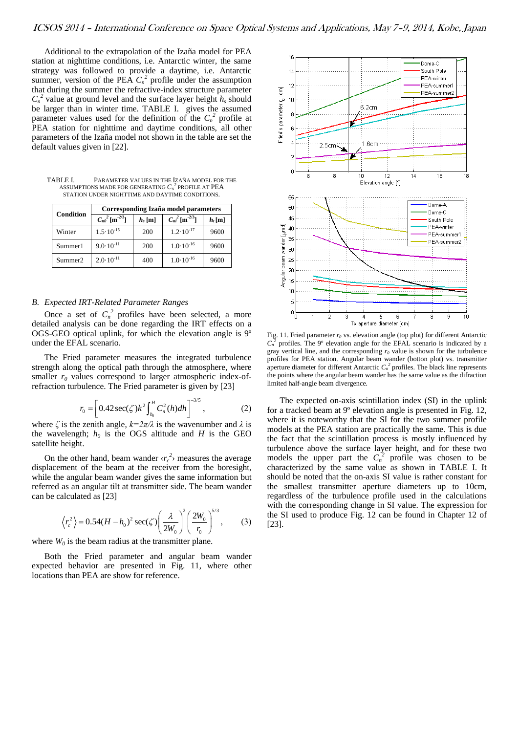Additional to the extrapolation of the Izaña model for PEA station at nighttime conditions, i.e. Antarctic winter, the same strategy was followed to provide a daytime, i.e. Antarctic summer, version of the PEA $C_n^2$ profile under the assumption that during the summer the refractive-index structure parameter $C_n^2$ value at ground level and the surface layer height $h_s$ should be larger than in winter time. TABLE I. gives the assumed parameter values used for the definition of the $C_n^2$ profile at PEA station for nighttime and daytime conditions, all other parameters of the Izaña model not shown in the table are set the default values given in [22].

TABLE I. PARAMETER VALUES IN THE IZAÑA MODEL FOR THE ASSUMPTIONS MADE FOR GENERATING $C_n^2$ PROFILE AT PEA STATION UNDER NIGHTTIME AND DAYTIME CONDITIONS.

| Condition | Corresponding Izaña model parameters | | | |
|---|---|---|---|---|
| | $C_{n0}^2$ [m$^{-2/3}$] | $h_s$ [m] | $C_{nl}^2$ [m$^{-2/3}$] | $h_t$ [m] |
| Winter | $1.5\cdot10^{-15}$ | 200 | $1.2\cdot10^{-17}$ | 9600 |
| Summer1 | $9.0\cdot10^{-11}$ | 200 | $1.0\cdot10^{-16}$ | 9600 |
| Summer2 | $2.0\cdot10^{-11}$ | 400 | $1.0\cdot10^{-16}$ | 9600 |

### B. Expected IRT-Related Parameter Ranges

Once a set of $C_n^2$ profiles have been selected, a more detailed analysis can be done regarding the IRT effects on a OGS-GEO optical uplink, for which the elevation angle is 9º under the EFAL scenario.

The Fried parameter measures the integrated turbulence strength along the optical path through the atmosphere, where smaller $r_0$ values correspond to larger atmospheric index-of-refraction turbulence. The Fried parameter is given by [23]

$$r_0 = \left[0.42\sec(\zeta)k^2\int_{h_0}^{H} C_n^2(h)dh\right]^{-3/5}, \qquad (2)$$

where $\zeta$ is the zenith angle, $k=2\pi/\lambda$ is the wavenumber and $\lambda$ is the wavelength; $h_0$ is the OGS altitude and $H$ is the GEO satellite height.

On the other hand, beam wander $\langle r_c^2\rangle$ measures the average displacement of the beam at the receiver from the boresight, while the angular beam wander gives the same information but referred as an angular tilt at transmitter side. The beam wander can be calculated as [23]

$$\langle r_c^2\rangle = 0.54(H-h_0)^2\sec(\zeta)\left(\frac{\lambda}{2W_0}\right)^2\left(\frac{2W_0}{r_0}\right)^{5/3}, \qquad (3)$$

where $W_0$ is the beam radius at the transmitter plane.

Both the Fried parameter and angular beam wander expected behavior are presented in Fig. 11, where other locations than PEA are show for reference.

Fig. 11. Fried parameter $r_0$ vs. elevation angle (top plot) for different Antarctic $C_n^2$ profiles. The 9º elevation angle for the EFAL scenario is indicated by a gray vertical line, and the corresponding $r_0$ value is shown for the turbulence profiles for PEA station. Angular beam wander (botton plot) vs. transmitter aperture diameter for different Antarctic $C_n^2$ profiles. The black line represents the points where the angular beam wander has the same value as the diffraction limited half-angle beam divergence.

The expected on-axis scintillation index (SI) in the uplink for a tracked beam at 9º elevation angle is presented in Fig. 12, where it is noteworthy that the SI for the two summer profile models at the PEA station are practically the same. This is due the fact that the scintillation process is mostly influenced by turbulence above the surface layer height, and for these two models the upper part the $C_n^2$ profile was chosen to be characterized by the same value as shown in TABLE I. It should be noted that the on-axis SI value is rather constant for the smallest transmitter aperture diameters up to 10cm, regardless of the turbulence profile used in the calculations with the corresponding change in SI value. The expression for the SI used to produce Fig. 12 can be found in Chapter 12 of [23].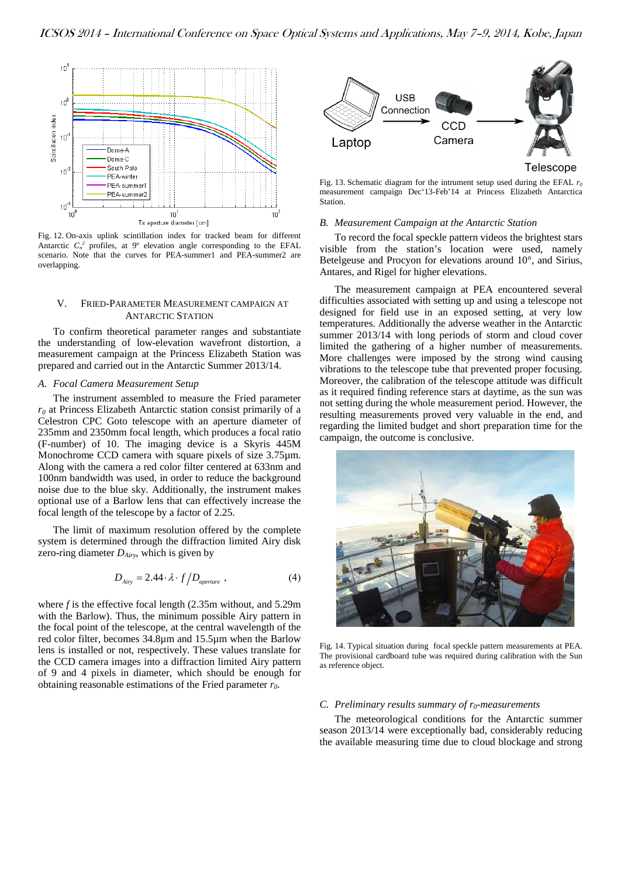Fig. 12. On-axis uplink scintillation index for tracked beam for different Antarctic $C_n^2$ profiles, at 9° elevation angle corresponding to the EFAL scenario. Note that the curves for PEA-summer1 and PEA-summer2 are overlapping.

## V. Fried-Parameter Measurement Campaign at Antarctic Station

To confirm theoretical parameter ranges and substantiate the understanding of low-elevation wavefront distortion, a measurement campaign at the Princess Elizabeth Station was prepared and carried out in the Antarctic Summer 2013/14.

### *A. Focal Camera Measurement Setup*

The instrument assembled to measure the Fried parameter $r_0$ at Princess Elizabeth Antarctic station consist primarily of a Celestron CPC Goto telescope with an aperture diameter of 235mm and 2350mm focal length, which produces a focal ratio (F-number) of 10. The imaging device is a Skyris 445M Monochrome CCD camera with square pixels of size 3.75µm. Along with the camera a red color filter centered at 633nm and 100nm bandwidth was used, in order to reduce the background noise due to the blue sky. Additionally, the instrument makes optional use of a Barlow lens that can effectively increase the focal length of the telescope by a factor of 2.25.

The limit of maximum resolution offered by the complete system is determined through the diffraction limited Airy disk zero-ring diameter $D_{Airy}$, which is given by

$$D_{Airy} = 2.44 \cdot \lambda \cdot f / D_{aperture} \, , \tag{4}$$

where $f$ is the effective focal length (2.35m without, and 5.29m with the Barlow). Thus, the minimum possible Airy pattern in the focal point of the telescope, at the central wavelength of the red color filter, becomes 34.8µm and 15.5µm when the Barlow lens is installed or not, respectively. These values translate for the CCD camera images into a diffraction limited Airy pattern of 9 and 4 pixels in diameter, which should be enough for obtaining reasonable estimations of the Fried parameter $r_0$.

Fig. 13. Schematic diagram for the intrument setup used during the EFAL $r_0$ measurement campaign Dec'13-Feb'14 at Princess Elizabeth Antarctica Station.

### *B. Measurement Campaign at the Antarctic Station*

To record the focal speckle pattern videos the brightest stars visible from the station's location were used, namely Betelgeuse and Procyon for elevations around 10°, and Sirius, Antares, and Rigel for higher elevations.

The measurement campaign at PEA encountered several difficulties associated with setting up and using a telescope not designed for field use in an exposed setting, at very low temperatures. Additionally the adverse weather in the Antarctic summer 2013/14 with long periods of storm and cloud cover limited the gathering of a higher number of measurements. More challenges were imposed by the strong wind causing vibrations to the telescope tube that prevented proper focusing. Moreover, the calibration of the telescope attitude was difficult as it required finding reference stars at daytime, as the sun was not setting during the whole measurement period. However, the resulting measurements proved very valuable in the end, and regarding the limited budget and short preparation time for the campaign, the outcome is conclusive.

Fig. 14. Typical situation during focal speckle pattern measurements at PEA. The provisional cardboard tube was required during calibration with the Sun as reference object.

### *C. Preliminary results summary of $r_0$-measurements*

The meteorological conditions for the Antarctic summer season 2013/14 were exceptionally bad, considerably reducing the available measuring time due to cloud blockage and strong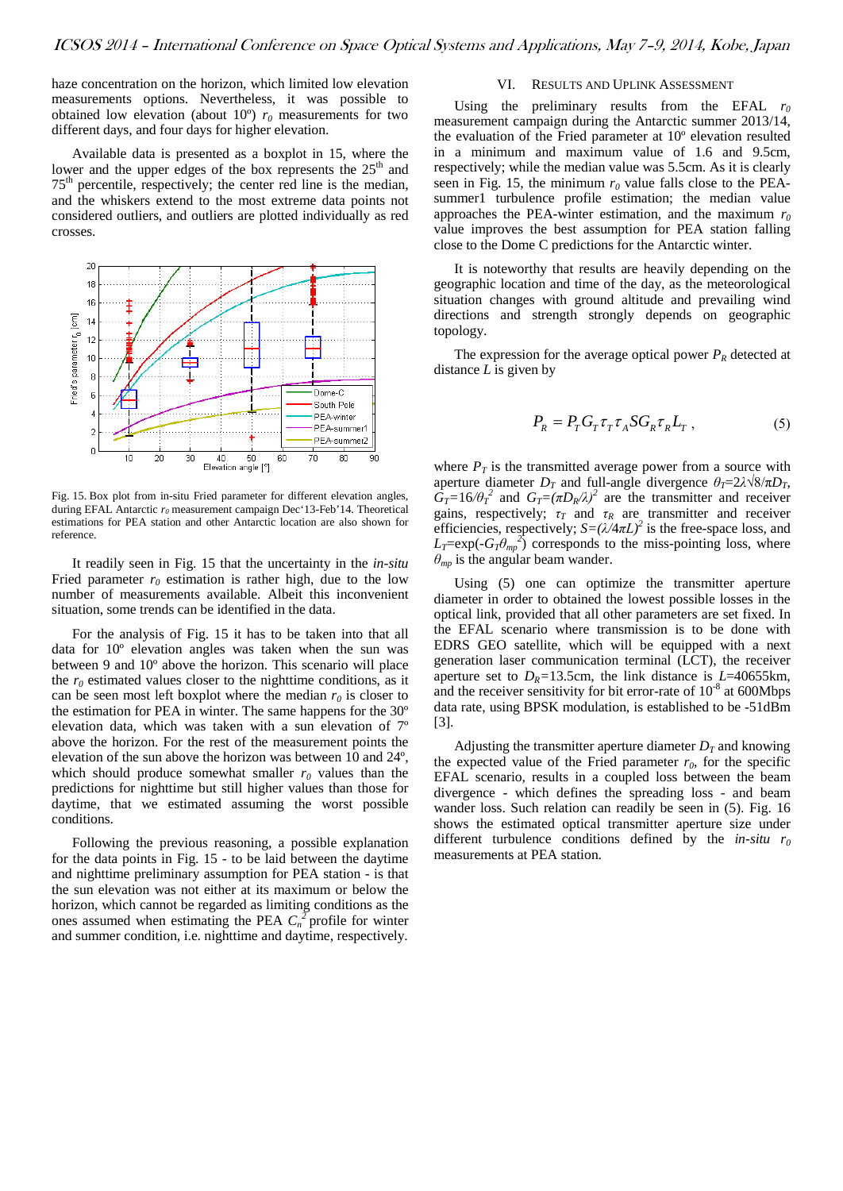haze concentration on the horizon, which limited low elevation measurements options. Nevertheless, it was possible to obtained low elevation (about 10º) $r_0$ measurements for two different days, and four days for higher elevation.

Available data is presented as a boxplot in 15, where the lower and the upper edges of the box represents the 25th and 75th percentile, respectively; the center red line is the median, and the whiskers extend to the most extreme data points not considered outliers, and outliers are plotted individually as red crosses.

Fig. 15. Box plot from in-situ Fried parameter for different elevation angles, during EFAL Antarctic $r_0$ measurement campaign Dec'13-Feb'14. Theoretical estimations for PEA station and other Antarctic location are also shown for reference.

It readily seen in Fig. 15 that the uncertainty in the *in-situ* Fried parameter $r_0$ estimation is rather high, due to the low number of measurements available. Albeit this inconvenient situation, some trends can be identified in the data.

For the analysis of Fig. 15 it has to be taken into that all data for 10º elevation angles was taken when the sun was between 9 and 10º above the horizon. This scenario will place the $r_0$ estimated values closer to the nighttime conditions, as it can be seen most left boxplot where the median $r_0$ is closer to the estimation for PEA in winter. The same happens for the 30º elevation data, which was taken with a sun elevation of 7º above the horizon. For the rest of the measurement points the elevation of the sun above the horizon was between 10 and 24º, which should produce somewhat smaller $r_0$ values than the predictions for nighttime but still higher values than those for daytime, that we estimated assuming the worst possible conditions.

Following the previous reasoning, a possible explanation for the data points in Fig. 15 - to be laid between the daytime and nighttime preliminary assumption for PEA station - is that the sun elevation was not either at its maximum or below the horizon, which cannot be regarded as limiting conditions as the ones assumed when estimating the PEA $C_n^2$ profile for winter and summer condition, i.e. nighttime and daytime, respectively.

## VI. Results and Uplink Assessment

Using the preliminary results from the EFAL $r_0$ measurement campaign during the Antarctic summer 2013/14, the evaluation of the Fried parameter at 10º elevation resulted in a minimum and maximum value of 1.6 and 9.5cm, respectively; while the median value was 5.5cm. As it is clearly seen in Fig. 15, the minimum $r_0$ value falls close to the PEA-summer1 turbulence profile estimation; the median value approaches the PEA-winter estimation, and the maximum $r_0$ value improves the best assumption for PEA station falling close to the Dome C predictions for the Antarctic winter.

It is noteworthy that results are heavily depending on the geographic location and time of the day, as the meteorological situation changes with ground altitude and prevailing wind directions and strength strongly depends on geographic topology.

The expression for the average optical power $P_R$ detected at distance $L$ is given by

$$P_R = P_T G_T \tau_T \tau_A S G_R \tau_R L_T \,, \tag{5}$$

where $P_T$ is the transmitted average power from a source with aperture diameter $D_T$ and full-angle divergence $\theta_T = 2\lambda\sqrt{8}/\pi D_T$, $G_T = 16/\theta_T^2$ and $G_T = (\pi D_R/\lambda)^2$ are the transmitter and receiver gains, respectively; $\tau_T$ and $\tau_R$ are transmitter and receiver efficiencies, respectively; $S = (\lambda/4\pi L)^2$ is the free-space loss, and $L_T = \exp(-G_T\theta_{mp}^2)$ corresponds to the miss-pointing loss, where $\theta_{mp}$ is the angular beam wander.

Using (5) one can optimize the transmitter aperture diameter in order to obtained the lowest possible losses in the optical link, provided that all other parameters are set fixed. In the EFAL scenario where transmission is to be done with EDRS GEO satellite, which will be equipped with a next generation laser communication terminal (LCT), the receiver aperture set to $D_R$=13.5cm, the link distance is $L$=40655km, and the receiver sensitivity for bit error-rate of $10^{-8}$ at 600Mbps data rate, using BPSK modulation, is established to be -51dBm [3].

Adjusting the transmitter aperture diameter $D_T$ and knowing the expected value of the Fried parameter $r_0$, for the specific EFAL scenario, results in a coupled loss between the beam divergence - which defines the spreading loss - and beam wander loss. Such relation can readily be seen in (5). Fig. 16 shows the estimated optical transmitter aperture size under different turbulence conditions defined by the *in-situ* $r_0$ measurements at PEA station.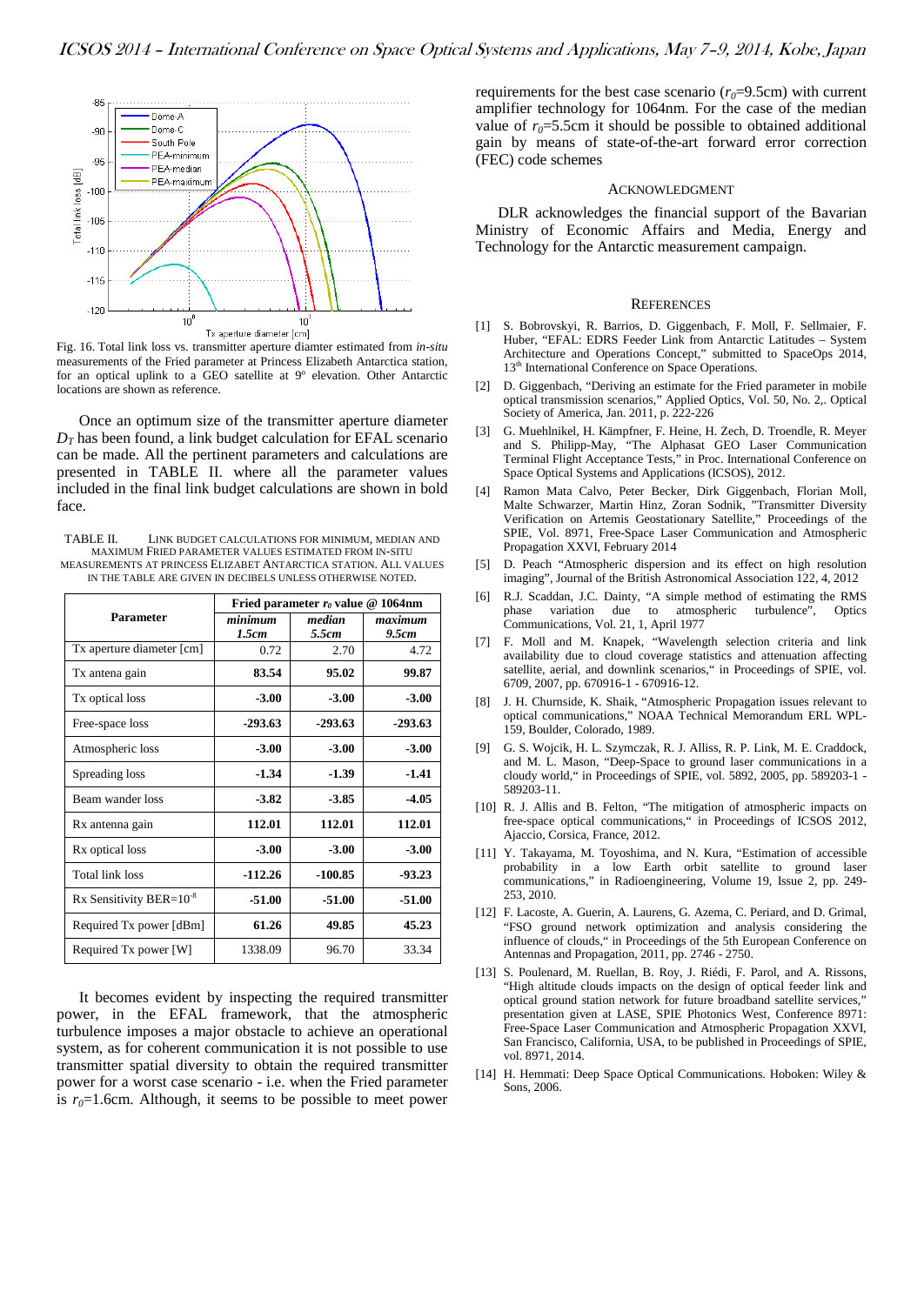Fig. 16. Total link loss vs. transmitter aperture diamter estimated from *in-situ* measurements of the Fried parameter at Princess Elizabeth Antarctica station, for an optical uplink to a GEO satellite at 9° elevation. Other Antarctic locations are shown as reference.

Once an optimum size of the transmitter aperture diameter $D_T$ has been found, a link budget calculation for EFAL scenario can be made. All the pertinent parameters and calculations are presented in TABLE II. where all the parameter values included in the final link budget calculations are shown in bold face.

TABLE II. LINK BUDGET CALCULATIONS FOR MINIMUM, MEDIAN AND MAXIMUM FRIED PARAMETER VALUES ESTIMATED FROM IN-SITU MEASUREMENTS AT PRINCESS ELIZABET ANTARCTICA STATION. ALL VALUES IN THE TABLE ARE GIVEN IN DECIBELS UNLESS OTHERWISE NOTED.

| Parameter | Fried parameter $r_0$ value @ 1064nm | | |
|---|---|---|---|
| | *minimum 1.5cm* | *median 5.5cm* | *maximum 9.5cm* |
| Tx aperture diameter [cm] | 0.72 | 2.70 | 4.72 |
| Tx antena gain | **83.54** | **95.02** | **99.87** |
| Tx optical loss | **-3.00** | **-3.00** | **-3.00** |
| Free-space loss | **-293.63** | **-293.63** | **-293.63** |
| Atmospheric loss | **-3.00** | **-3.00** | **-3.00** |
| Spreading loss | **-1.34** | **-1.39** | **-1.41** |
| Beam wander loss | **-3.82** | **-3.85** | **-4.05** |
| Rx antenna gain | **112.01** | **112.01** | **112.01** |
| Rx optical loss | **-3.00** | **-3.00** | **-3.00** |
| Total link loss | **-112.26** | **-100.85** | **-93.23** |
| Rx Sensitivity BER=$10^{-8}$ | **-51.00** | **-51.00** | **-51.00** |
| Required Tx power [dBm] | **61.26** | **49.85** | **45.23** |
| Required Tx power [W] | 1338.09 | 96.70 | 33.34 |

It becomes evident by inspecting the required transmitter power, in the EFAL framework, that the atmospheric turbulence imposes a major obstacle to achieve an operational system, as for coherent communication it is not possible to use transmitter spatial diversity to obtain the required transmitter power for a worst case scenario - i.e. when the Fried parameter is $r_0$=1.6cm. Although, it seems to be possible to meet power requirements for the best case scenario ($r_0$=9.5cm) with current amplifier technology for 1064nm. For the case of the median value of $r_0$=5.5cm it should be possible to obtained additional gain by means of state-of-the-art forward error correction (FEC) code schemes

## ACKNOWLEDGMENT

DLR acknowledges the financial support of the Bavarian Ministry of Economic Affairs and Media, Energy and Technology for the Antarctic measurement campaign.

## REFERENCES

[1] S. Bobrovskyi, R. Barrios, D. Giggenbach, F. Moll, F. Sellmaier, F. Huber, "EFAL: EDRS Feeder Link from Antarctic Latitudes – System Architecture and Operations Concept," submitted to SpaceOps 2014, 13th International Conference on Space Operations.

[2] D. Giggenbach, "Deriving an estimate for the Fried parameter in mobile optical transmission scenarios," Applied Optics, Vol. 50, No. 2,. Optical Society of America, Jan. 2011, p. 222-226

[3] G. Muehlnikel, H. Kämpfner, F. Heine, H. Zech, D. Troendle, R. Meyer and S. Philipp-May, "The Alphasat GEO Laser Communication Terminal Flight Acceptance Tests," in Proc. International Conference on Space Optical Systems and Applications (ICSOS), 2012.

[4] Ramon Mata Calvo, Peter Becker, Dirk Giggenbach, Florian Moll, Malte Schwarzer, Martin Hinz, Zoran Sodnik, "Transmitter Diversity Verification on Artemis Geostationary Satellite," Proceedings of the SPIE, Vol. 8971, Free-Space Laser Communication and Atmospheric Propagation XXVI, February 2014

[5] D. Peach "Atmospheric dispersion and its effect on high resolution imaging", Journal of the British Astronomical Association 122, 4, 2012

[6] R.J. Scaddan, J.C. Dainty, "A simple method of estimating the RMS phase variation due to atmospheric turbulence", Optics Communications, Vol. 21, 1, April 1977

[7] F. Moll and M. Knapek, "Wavelength selection criteria and link availability due to cloud coverage statistics and attenuation affecting satellite, aerial, and downlink scenarios," in Proceedings of SPIE, vol. 6709, 2007, pp. 670916-1 - 670916-12.

[8] J. H. Churnside, K. Shaik, "Atmospheric Propagation issues relevant to optical communications," NOAA Technical Memorandum ERL WPL-159, Boulder, Colorado, 1989.

[9] G. S. Wojcik, H. L. Szymczak, R. J. Alliss, R. P. Link, M. E. Craddock, and M. L. Mason, "Deep-Space to ground laser communications in a cloudy world," in Proceedings of SPIE, vol. 5892, 2005, pp. 589203-1 - 589203-11.

[10] R. J. Allis and B. Felton, "The mitigation of atmospheric impacts on free-space optical communications," in Proceedings of ICSOS 2012, Ajaccio, Corsica, France, 2012.

[11] Y. Takayama, M. Toyoshima, and N. Kura, "Estimation of accessible probability in a low Earth orbit satellite to ground laser communications," in Radioengineering, Volume 19, Issue 2, pp. 249-253, 2010.

[12] F. Lacoste, A. Guerin, A. Laurens, G. Azema, C. Periard, and D. Grimal, "FSO ground network optimization and analysis considering the influence of clouds," in Proceedings of the 5th European Conference on Antennas and Propagation, 2011, pp. 2746 - 2750.

[13] S. Poulenard, M. Ruellan, B. Roy, J. Riédi, F. Parol, and A. Rissons, "High altitude clouds impacts on the design of optical feeder link and optical ground station network for future broadband satellite services," presentation given at LASE, SPIE Photonics West, Conference 8971: Free-Space Laser Communication and Atmospheric Propagation XXVI, San Francisco, California, USA, to be published in Proceedings of SPIE, vol. 8971, 2014.

[14] H. Hemmati: Deep Space Optical Communications. Hoboken: Wiley & Sons, 2006.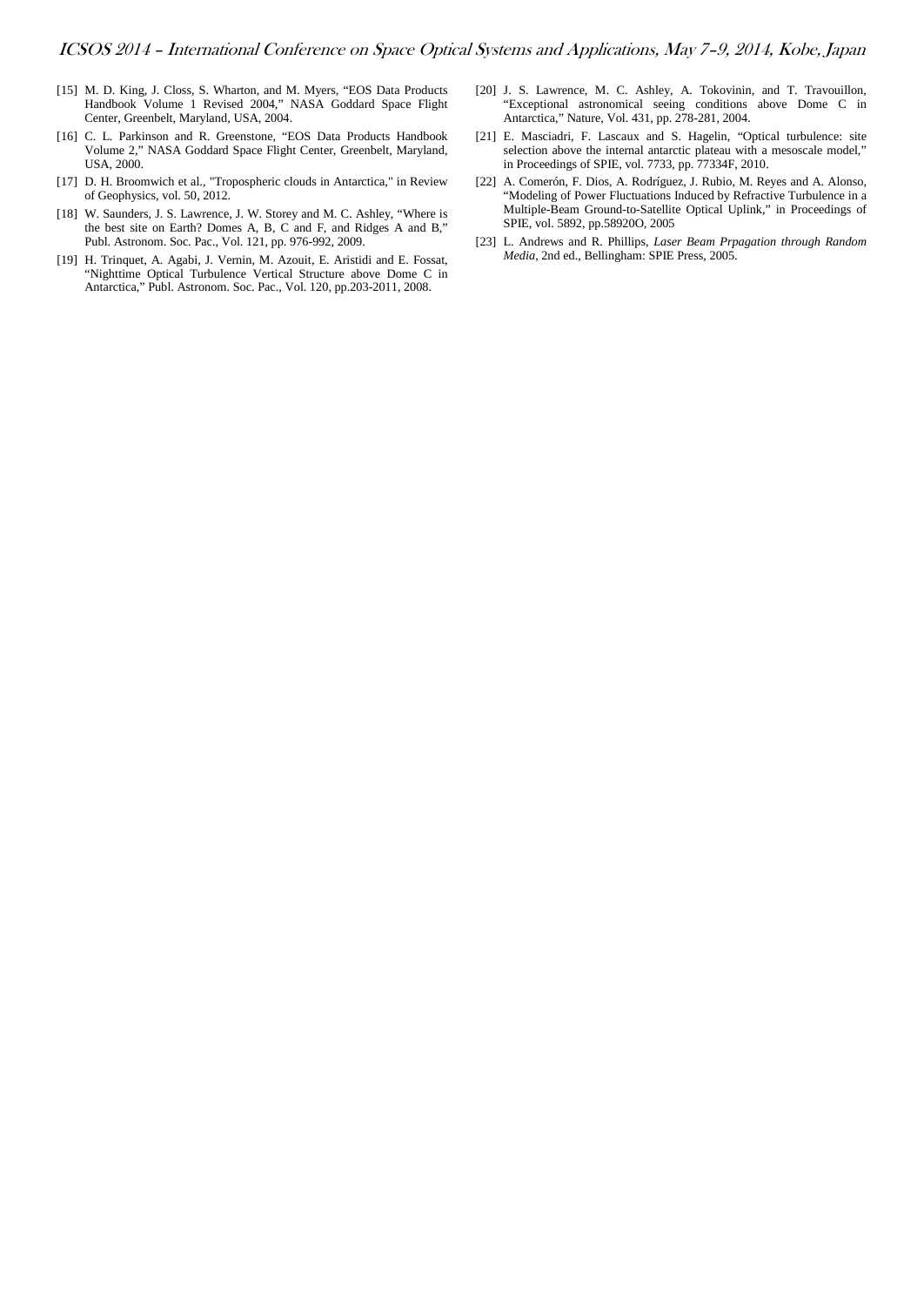[15] M. D. King, J. Closs, S. Wharton, and M. Myers, “EOS Data Products Handbook Volume 1 Revised 2004,” NASA Goddard Space Flight Center, Greenbelt, Maryland, USA, 2004.

[16] C. L. Parkinson and R. Greenstone, “EOS Data Products Handbook Volume 2,” NASA Goddard Space Flight Center, Greenbelt, Maryland, USA, 2000.

[17] D. H. Broomwich et al., "Tropospheric clouds in Antarctica," in Review of Geophysics, vol. 50, 2012.

[18] W. Saunders, J. S. Lawrence, J. W. Storey and M. C. Ashley, “Where is the best site on Earth? Domes A, B, C and F, and Ridges A and B,” Publ. Astronom. Soc. Pac., Vol. 121, pp. 976-992, 2009.

[19] H. Trinquet, A. Agabi, J. Vernin, M. Azouit, E. Aristidi and E. Fossat, “Nighttime Optical Turbulence Vertical Structure above Dome C in Antarctica,” Publ. Astronom. Soc. Pac., Vol. 120, pp.203-2011, 2008.

[20] J. S. Lawrence, M. C. Ashley, A. Tokovinin, and T. Travouillon, “Exceptional astronomical seeing conditions above Dome C in Antarctica,” Nature, Vol. 431, pp. 278-281, 2004.

[21] E. Masciadri, F. Lascaux and S. Hagelin, “Optical turbulence: site selection above the internal antarctic plateau with a mesoscale model,” in Proceedings of SPIE, vol. 7733, pp. 77334F, 2010.

[22] A. Comerón, F. Dios, A. Rodríguez, J. Rubio, M. Reyes and A. Alonso, “Modeling of Power Fluctuations Induced by Refractive Turbulence in a Multiple-Beam Ground-to-Satellite Optical Uplink,” in Proceedings of SPIE, vol. 5892, pp.58920O, 2005

[23] L. Andrews and R. Phillips, *Laser Beam Prpagation through Random Media*, 2nd ed., Bellingham: SPIE Press, 2005.